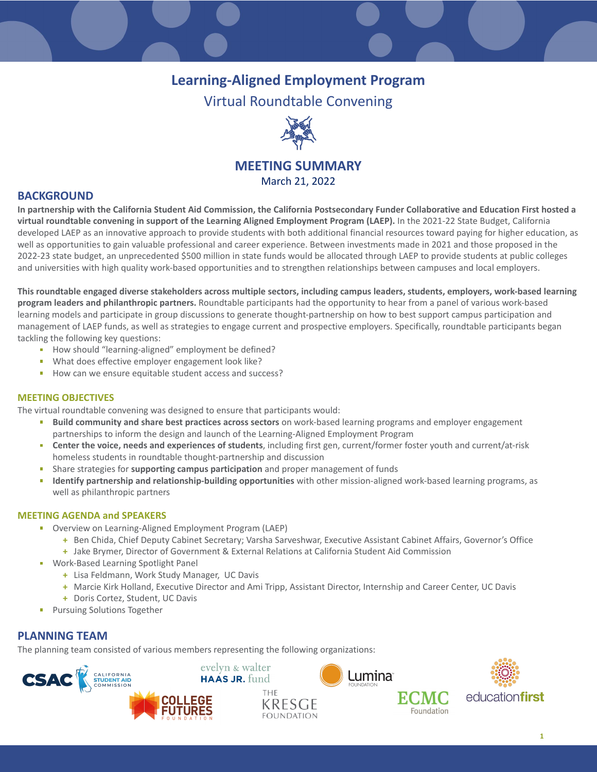# Learning-Aligned Employment Program

## Virtual Roundtable Convening

## MEETING SUMMARY

March 21, 2022

## BACKGROUND

**In partnership with the California Student Aid Commission, the California Postsecondary Funder Collaborative and Education First hosted a virtual roundtable convening in support of the Learning Aligned Employment Program (LAEP).** In the 2021-22 State Budget, California developed LAEP as an innovative approach to provide students with both additional financial resources toward paying for higher education, as well as opportunities to gain valuable professional and career experience. Between investments made in 2021 and those proposed in the 2022-23 state budget, an unprecedented $500 million in state funds would be allocated through LAEP to provide students at public colleges and universities with high quality work-based opportunities and to strengthen relationships between campuses and local employers.

**This roundtable engaged diverse stakeholders across multiple sectors, including campus leaders, students, employers, work-based learning program leaders and philanthropic partners.** Roundtable participants had the opportunity to hear from a panel of various work-based learning models and participate in group discussions to generate thought-partnership on how to best support campus participation and management of LAEP funds, as well as strategies to engage current and prospective employers. Specifically, roundtable participants began tackling the following key questions:

- How should "learning-aligned" employment be defined?
- What does effective employer engagement look like?
- How can we ensure equitable student access and success?

### MEETING OBJECTIVES

The virtual roundtable convening was designed to ensure that participants would:

- **Build community and share best practices across sectors** on work-based learning programs and employer engagement partnerships to inform the design and launch of the Learning-Aligned Employment Program
- **Center the voice, needs and experiences of students**, including first gen, current/former foster youth and current/at-risk homeless students in roundtable thought-partnership and discussion
- Share strategies for **supporting campus participation** and proper management of funds
- **Identify partnership and relationship-building opportunities** with other mission-aligned work-based learning programs, as well as philanthropic partners

### MEETING AGENDA and SPEAKERS

- Overview on Learning-Aligned Employment Program (LAEP)
  - Ben Chida, Chief Deputy Cabinet Secretary; Varsha Sarveshwar, Executive Assistant Cabinet Affairs, Governor's Office
  - Jake Brymer, Director of Government & External Relations at California Student Aid Commission
- Work-Based Learning Spotlight Panel
  - Lisa Feldmann, Work Study Manager, UC Davis
  - Marcie Kirk Holland, Executive Director and Ami Tripp, Assistant Director, Internship and Career Center, UC Davis
  - Doris Cortez, Student, UC Davis
- Pursuing Solutions Together

## PLANNING TEAM

The planning team consisted of various members representing the following organizations:

CSAC California Student Aid Commission · evelyn & walter HAAS JR. fund · Lumina Foundation · educationfirst · College Futures Foundation · The Kresge Foundation · ECMC Foundation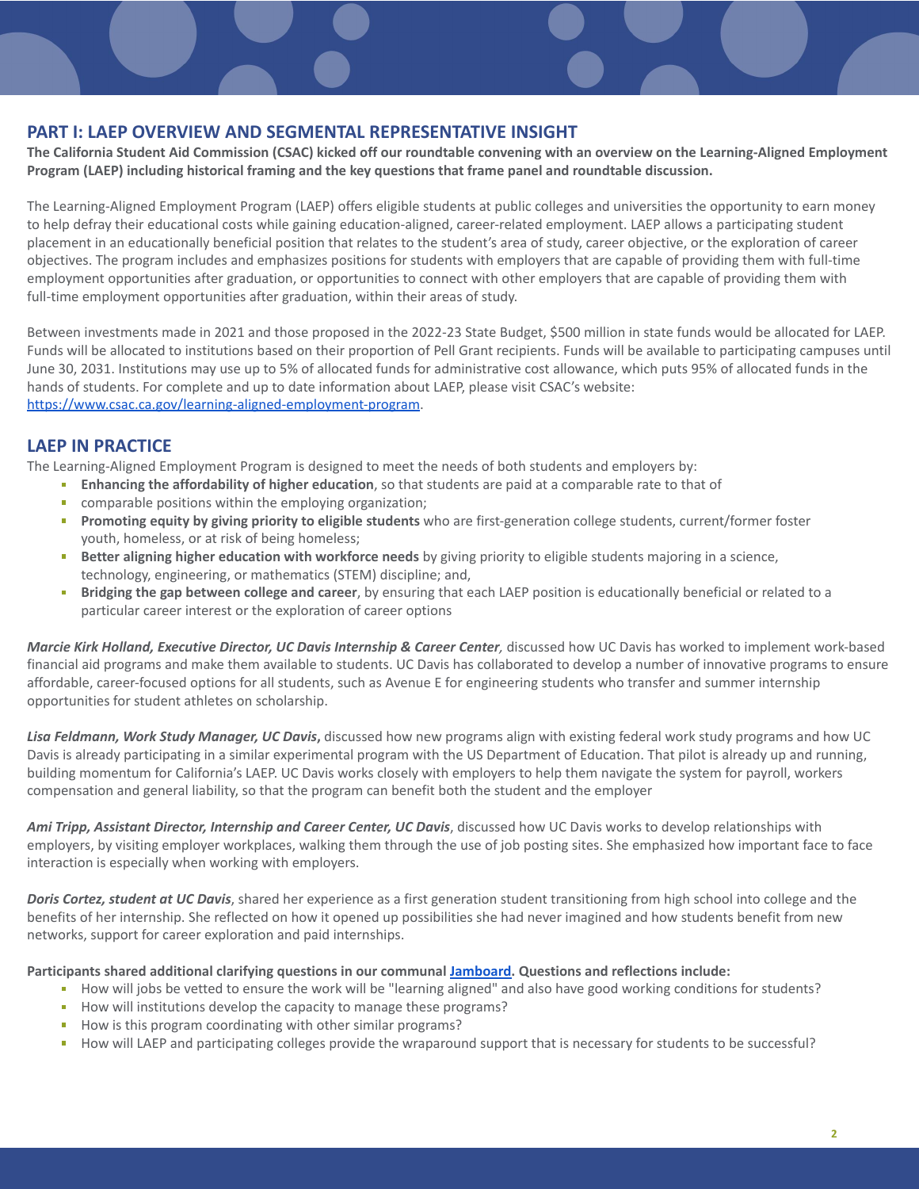## PART I: LAEP OVERVIEW AND SEGMENTAL REPRESENTATIVE INSIGHT

**The California Student Aid Commission (CSAC) kicked off our roundtable convening with an overview on the Learning-Aligned Employment Program (LAEP) including historical framing and the key questions that frame panel and roundtable discussion.**

The Learning-Aligned Employment Program (LAEP) offers eligible students at public colleges and universities the opportunity to earn money to help defray their educational costs while gaining education-aligned, career-related employment. LAEP allows a participating student placement in an educationally beneficial position that relates to the student's area of study, career objective, or the exploration of career objectives. The program includes and emphasizes positions for students with employers that are capable of providing them with full-time employment opportunities after graduation, or opportunities to connect with other employers that are capable of providing them with full-time employment opportunities after graduation, within their areas of study.

Between investments made in 2021 and those proposed in the 2022-23 State Budget, $500 million in state funds would be allocated for LAEP. Funds will be allocated to institutions based on their proportion of Pell Grant recipients. Funds will be available to participating campuses until June 30, 2031. Institutions may use up to 5% of allocated funds for administrative cost allowance, which puts 95% of allocated funds in the hands of students. For complete and up to date information about LAEP, please visit CSAC's website: [https://www.csac.ca.gov/learning-aligned-employment-program](https://www.csac.ca.gov/learning-aligned-employment-program).

## LAEP IN PRACTICE

The Learning-Aligned Employment Program is designed to meet the needs of both students and employers by:

- **Enhancing the affordability of higher education**, so that students are paid at a comparable rate to that of
- comparable positions within the employing organization;
- **Promoting equity by giving priority to eligible students** who are first-generation college students, current/former foster youth, homeless, or at risk of being homeless;
- **Better aligning higher education with workforce needs** by giving priority to eligible students majoring in a science, technology, engineering, or mathematics (STEM) discipline; and,
- **Bridging the gap between college and career**, by ensuring that each LAEP position is educationally beneficial or related to a particular career interest or the exploration of career options

***Marcie Kirk Holland, Executive Director, UC Davis Internship & Career Center**,* discussed how UC Davis has worked to implement work-based financial aid programs and make them available to students. UC Davis has collaborated to develop a number of innovative programs to ensure affordable, career-focused options for all students, such as Avenue E for engineering students who transfer and summer internship opportunities for student athletes on scholarship.

***Lisa Feldmann, Work Study Manager, UC Davis*,** discussed how new programs align with existing federal work study programs and how UC Davis is already participating in a similar experimental program with the US Department of Education. That pilot is already up and running, building momentum for California's LAEP. UC Davis works closely with employers to help them navigate the system for payroll, workers compensation and general liability, so that the program can benefit both the student and the employer

***Ami Tripp, Assistant Director, Internship and Career Center, UC Davis***, discussed how UC Davis works to develop relationships with employers, by visiting employer workplaces, walking them through the use of job posting sites. She emphasized how important face to face interaction is especially when working with employers.

***Doris Cortez, student at UC Davis***, shared her experience as a first generation student transitioning from high school into college and the benefits of her internship. She reflected on how it opened up possibilities she had never imagined and how students benefit from new networks, support for career exploration and paid internships.

**Participants shared additional clarifying questions in our communal Jamboard. Questions and reflections include:**

- How will jobs be vetted to ensure the work will be "learning aligned" and also have good working conditions for students?
- How will institutions develop the capacity to manage these programs?
- How is this program coordinating with other similar programs?
- How will LAEP and participating colleges provide the wraparound support that is necessary for students to be successful?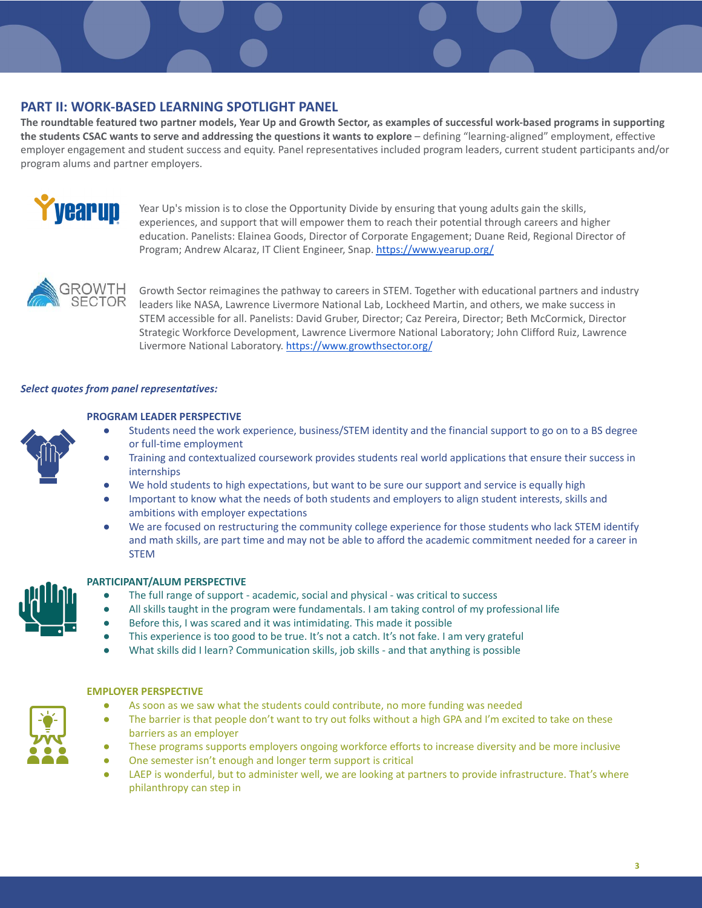## PART II: WORK-BASED LEARNING SPOTLIGHT PANEL

**The roundtable featured two partner models, Year Up and Growth Sector, as examples of successful work-based programs in supporting the students CSAC wants to serve and addressing the questions it wants to explore** – defining "learning-aligned" employment, effective employer engagement and student success and equity. Panel representatives included program leaders, current student participants and/or program alums and partner employers.

Year Up's mission is to close the Opportunity Divide by ensuring that young adults gain the skills, experiences, and support that will empower them to reach their potential through careers and higher education. Panelists: Elainea Goods, Director of Corporate Engagement; Duane Reid, Regional Director of Program; Andrew Alcaraz, IT Client Engineer, Snap. https://www.yearup.org/

Growth Sector reimagines the pathway to careers in STEM. Together with educational partners and industry leaders like NASA, Lawrence Livermore National Lab, Lockheed Martin, and others, we make success in STEM accessible for all. Panelists: David Gruber, Director; Caz Pereira, Director; Beth McCormick, Director Strategic Workforce Development, Lawrence Livermore National Laboratory; John Clifford Ruiz, Lawrence Livermore National Laboratory. https://www.growthsector.org/

***Select quotes from panel representatives:***

### PROGRAM LEADER PERSPECTIVE

- Students need the work experience, business/STEM identity and the financial support to go on to a BS degree or full-time employment
- Training and contextualized coursework provides students real world applications that ensure their success in internships
- We hold students to high expectations, but want to be sure our support and service is equally high
- Important to know what the needs of both students and employers to align student interests, skills and ambitions with employer expectations
- We are focused on restructuring the community college experience for those students who lack STEM identify and math skills, are part time and may not be able to afford the academic commitment needed for a career in STEM

### PARTICIPANT/ALUM PERSPECTIVE

- The full range of support - academic, social and physical - was critical to success
- All skills taught in the program were fundamentals. I am taking control of my professional life
- Before this, I was scared and it was intimidating. This made it possible
- This experience is too good to be true. It's not a catch. It's not fake. I am very grateful
- What skills did I learn? Communication skills, job skills - and that anything is possible

### EMPLOYER PERSPECTIVE

- As soon as we saw what the students could contribute, no more funding was needed
- The barrier is that people don't want to try out folks without a high GPA and I'm excited to take on these barriers as an employer
- These programs supports employers ongoing workforce efforts to increase diversity and be more inclusive
- One semester isn't enough and longer term support is critical
- LAEP is wonderful, but to administer well, we are looking at partners to provide infrastructure. That's where philanthropy can step in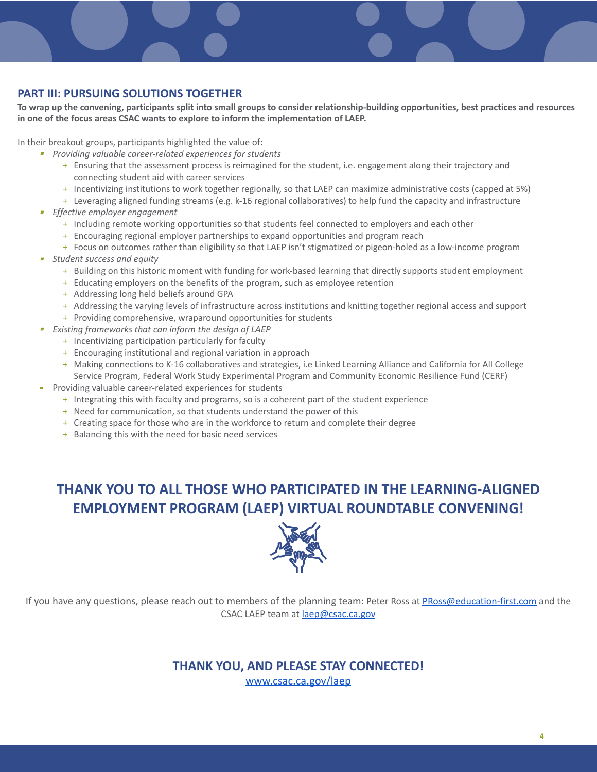## PART III: PURSUING SOLUTIONS TOGETHER

**To wrap up the convening, participants split into small groups to consider relationship-building opportunities, best practices and resources in one of the focus areas CSAC wants to explore to inform the implementation of LAEP.**

In their breakout groups, participants highlighted the value of:

- *Providing valuable career-related experiences for students*
  - Ensuring that the assessment process is reimagined for the student, i.e. engagement along their trajectory and connecting student aid with career services
  - Incentivizing institutions to work together regionally, so that LAEP can maximize administrative costs (capped at 5%)
  - Leveraging aligned funding streams (e.g. k-16 regional collaboratives) to help fund the capacity and infrastructure
- *Effective employer engagement*
  - Including remote working opportunities so that students feel connected to employers and each other
  - Encouraging regional employer partnerships to expand opportunities and program reach
  - Focus on outcomes rather than eligibility so that LAEP isn't stigmatized or pigeon-holed as a low-income program
- *Student success and equity*
  - Building on this historic moment with funding for work-based learning that directly supports student employment
  - Educating employers on the benefits of the program, such as employee retention
  - Addressing long held beliefs around GPA
  - Addressing the varying levels of infrastructure across institutions and knitting together regional access and support
  - Providing comprehensive, wraparound opportunities for students
- *Existing frameworks that can inform the design of LAEP*
  - Incentivizing participation particularly for faculty
  - Encouraging institutional and regional variation in approach
  - Making connections to K-16 collaboratives and strategies, i.e Linked Learning Alliance and California for All College Service Program, Federal Work Study Experimental Program and Community Economic Resilience Fund (CERF)
- Providing valuable career-related experiences for students
  - Integrating this with faculty and programs, so is a coherent part of the student experience
  - Need for communication, so that students understand the power of this
  - Creating space for those who are in the workforce to return and complete their degree
  - Balancing this with the need for basic need services

## THANK YOU TO ALL THOSE WHO PARTICIPATED IN THE LEARNING-ALIGNED EMPLOYMENT PROGRAM (LAEP) VIRTUAL ROUNDTABLE CONVENING!

If you have any questions, please reach out to members of the planning team: Peter Ross at PRoss@education-first.com and the CSAC LAEP team at laep@csac.ca.gov

## THANK YOU, AND PLEASE STAY CONNECTED!

www.csac.ca.gov/laep